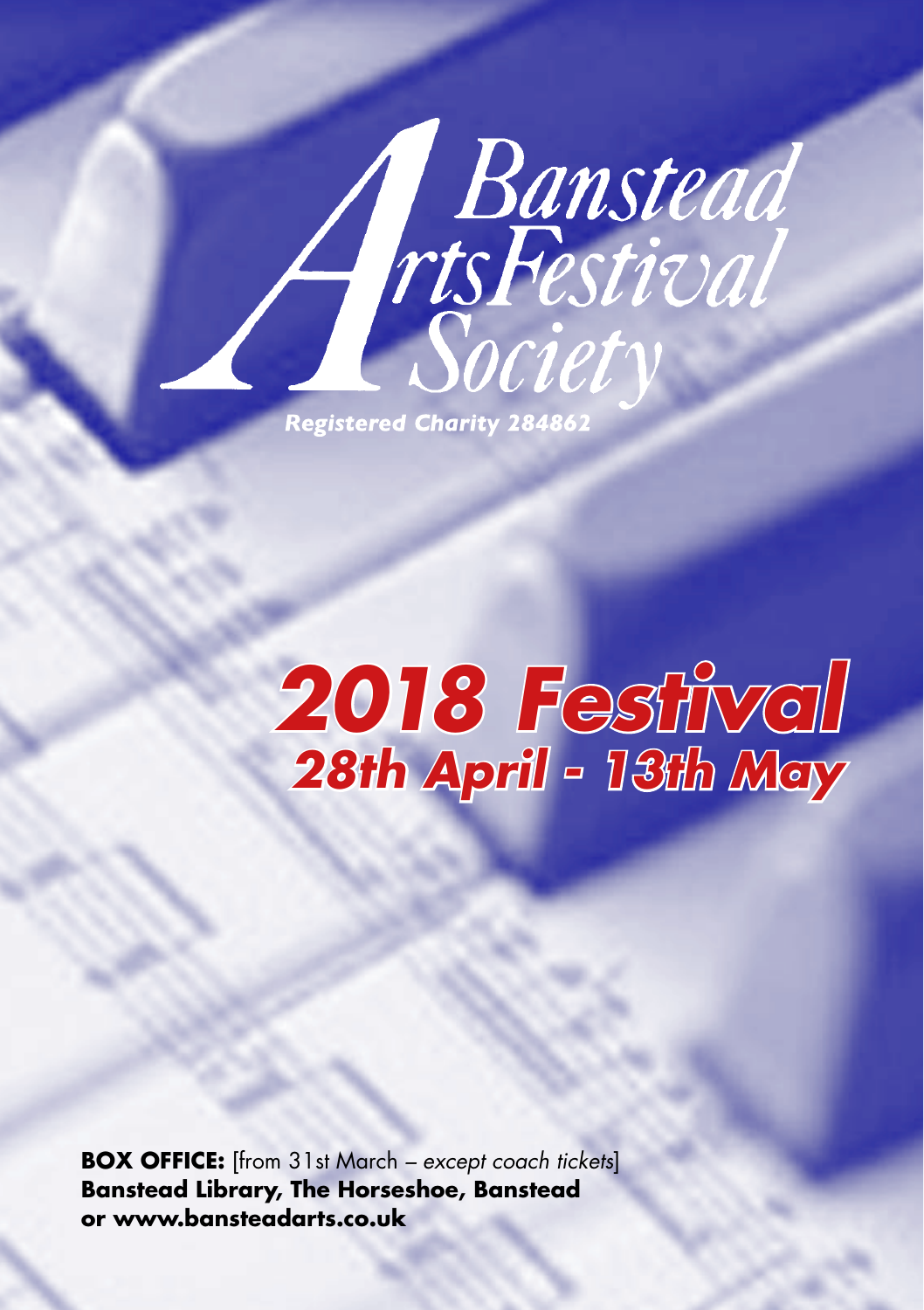# Banstead Arts Festival Society

*Registered Charity 284862*

# 2018 Festival

## 28th April - 13th May

**BOX OFFICE:** [from 31st March – *except coach tickets*]
**Banstead Library, The Horseshoe, Banstead**
**or www.bansteadarts.co.uk**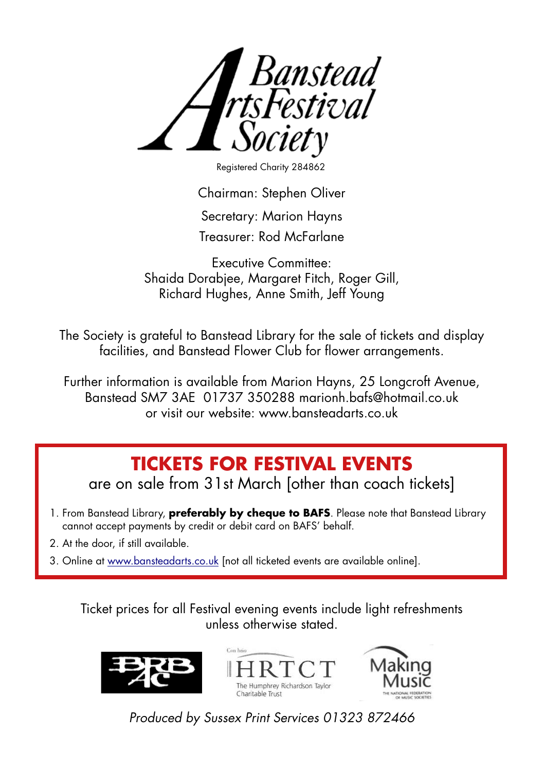# Banstead Arts Festival Society

Registered Charity 284862

Chairman: Stephen Oliver

Secretary: Marion Hayns

Treasurer: Rod McFarlane

Executive Committee:
Shaida Dorabjee, Margaret Fitch, Roger Gill,
Richard Hughes, Anne Smith, Jeff Young

The Society is grateful to Banstead Library for the sale of tickets and display facilities, and Banstead Flower Club for flower arrangements.

Further information is available from Marion Hayns, 25 Longcroft Avenue, Banstead SM7 3AE 01737 350288 marionh.bafs@hotmail.co.uk
or visit our website: www.bansteadarts.co.uk

## TICKETS FOR FESTIVAL EVENTS

are on sale from 31st March [other than coach tickets]

1. From Banstead Library, **preferably by cheque to BAFS**. Please note that Banstead Library cannot accept payments by credit or debit card on BAFS' behalf.
2. At the door, if still available.
3. Online at www.bansteadarts.co.uk [not all ticketed events are available online].

Ticket prices for all Festival evening events include light refreshments unless otherwise stated.

BRB AC

Con brio HRTCT The Humphrey Richardson Taylor Charitable Trust

Making Music THE NATIONAL FEDERATION OF MUSIC SOCIETIES

*Produced by Sussex Print Services 01323 872466*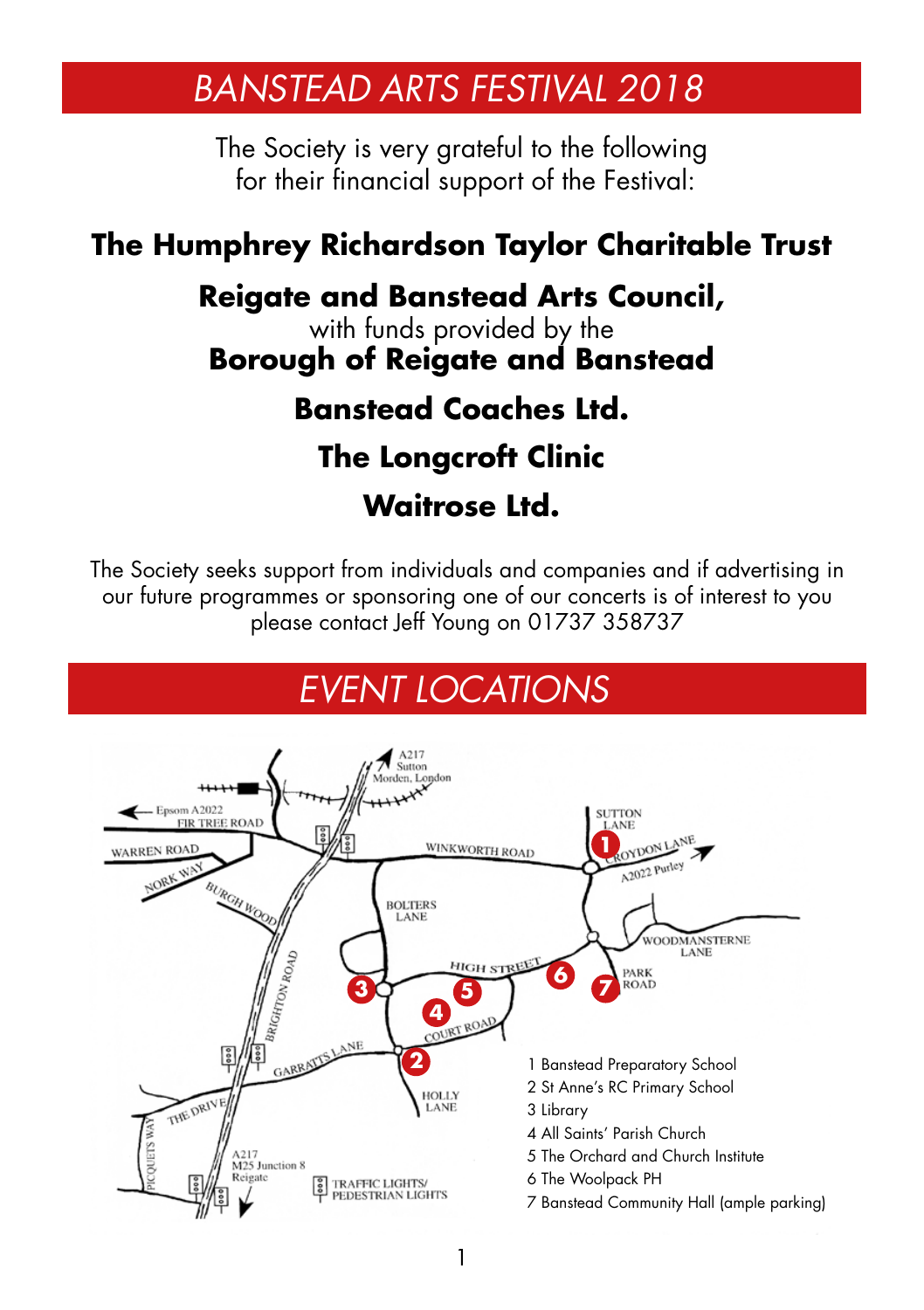# BANSTEAD ARTS FESTIVAL 2018

The Society is very grateful to the following for their financial support of the Festival:

**The Humphrey Richardson Taylor Charitable Trust**

**Reigate and Banstead Arts Council,**
with funds provided by the
**Borough of Reigate and Banstead**

**Banstead Coaches Ltd.**

**The Longcroft Clinic**

**Waitrose Ltd.**

The Society seeks support from individuals and companies and if advertising in our future programmes or sponsoring one of our concerts is of interest to you please contact Jeff Young on 01737 358737

# EVENT LOCATIONS

1 Banstead Preparatory School
2 St Anne's RC Primary School
3 Library
4 All Saints' Parish Church
5 The Orchard and Church Institute
6 The Woolpack PH
7 Banstead Community Hall (ample parking)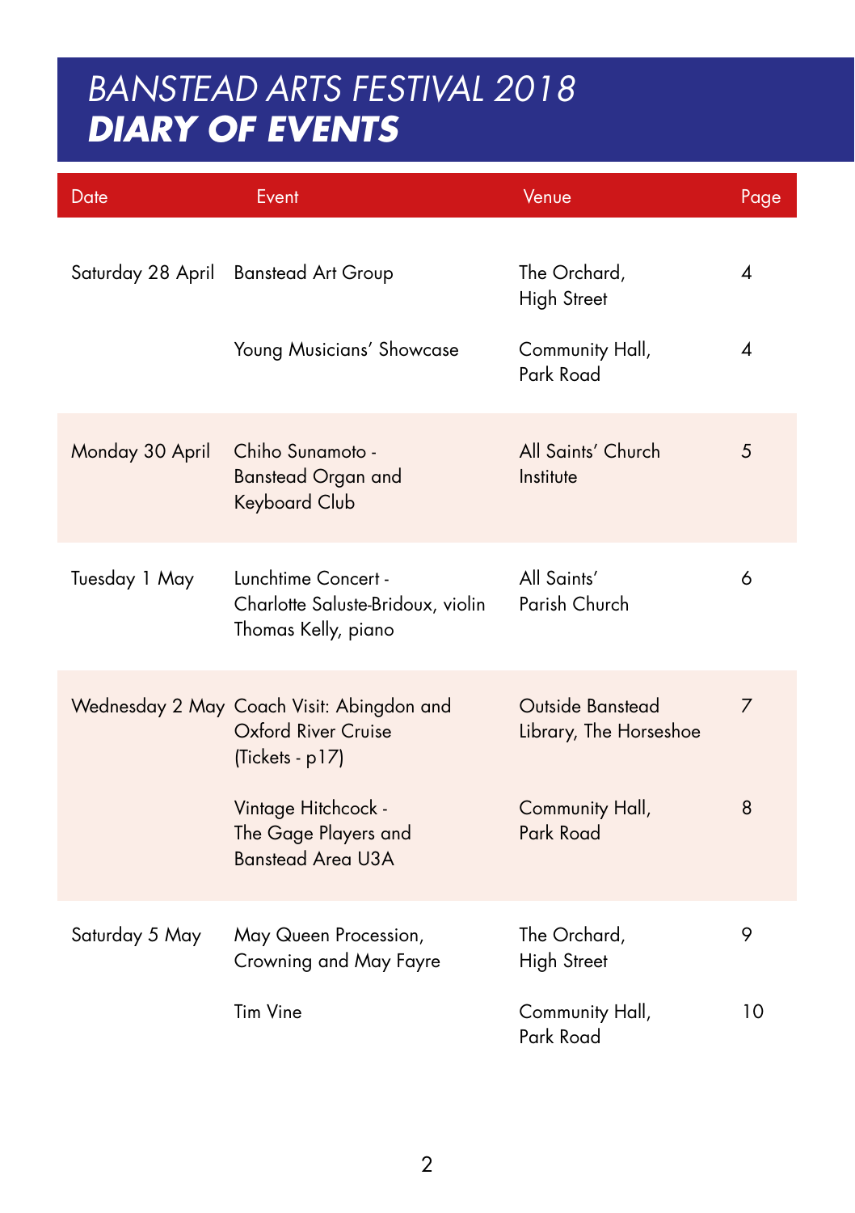# BANSTEAD ARTS FESTIVAL 2018
# DIARY OF EVENTS

| Date | Event | Venue | Page |
|---|---|---|---|
| Saturday 28 April | Banstead Art Group | The Orchard, High Street | 4 |
| | Young Musicians' Showcase | Community Hall, Park Road | 4 |
| Monday 30 April | Chiho Sunamoto - Banstead Organ and Keyboard Club | All Saints' Church Institute | 5 |
| Tuesday 1 May | Lunchtime Concert - Charlotte Saluste-Bridoux, violin Thomas Kelly, piano | All Saints' Parish Church | 6 |
| Wednesday 2 May | Coach Visit: Abingdon and Oxford River Cruise (Tickets - p17) | Outside Banstead Library, The Horseshoe | 7 |
| | Vintage Hitchcock - The Gage Players and Banstead Area U3A | Community Hall, Park Road | 8 |
| Saturday 5 May | May Queen Procession, Crowning and May Fayre | The Orchard, High Street | 9 |
| | Tim Vine | Community Hall, Park Road | 10 |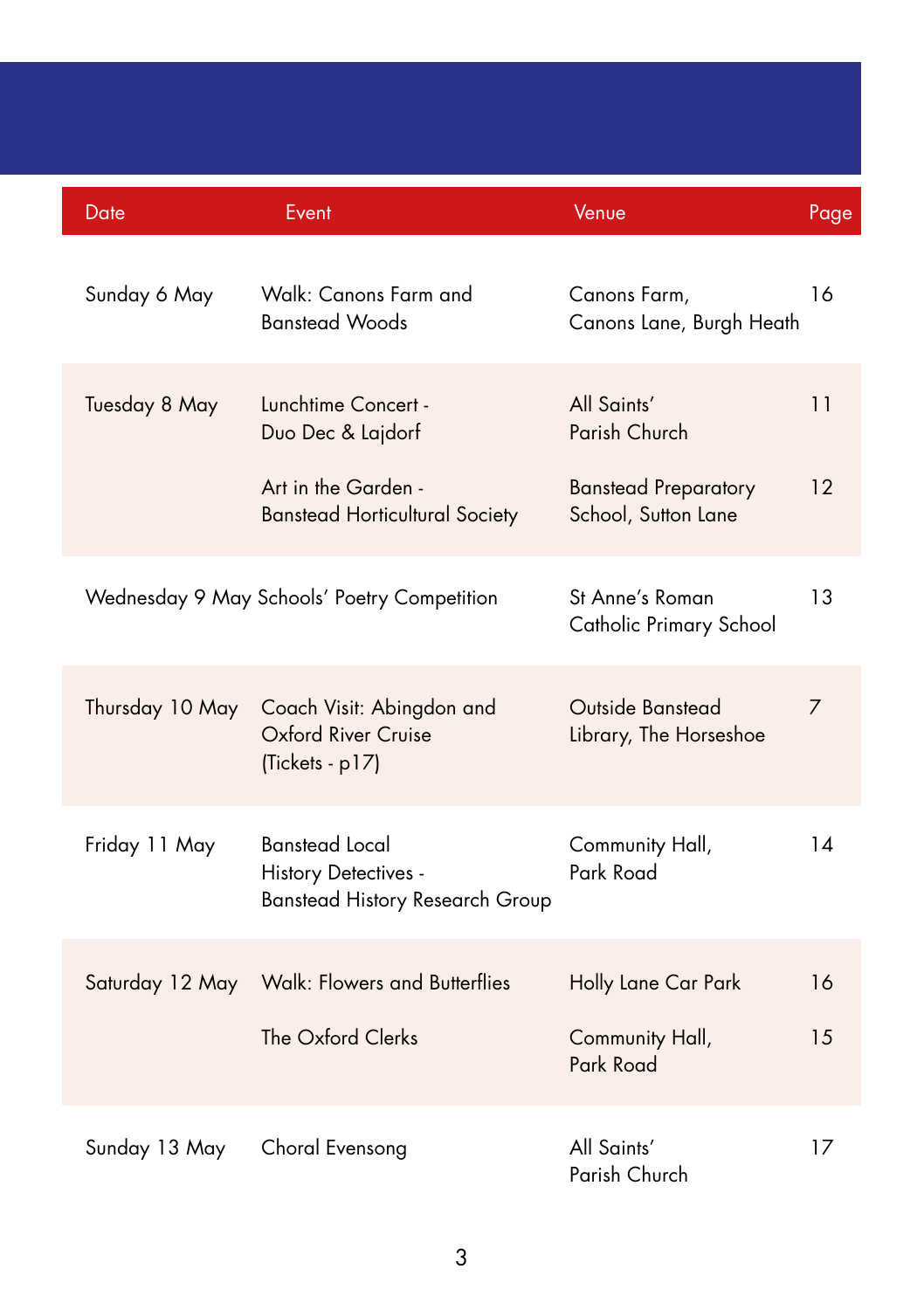| Date | Event | Venue | Page |
|---|---|---|---|
| Sunday 6 May | Walk: Canons Farm and Banstead Woods | Canons Farm, Canons Lane, Burgh Heath | 16 |
| Tuesday 8 May | Lunchtime Concert - Duo Dec & Lajdorf | All Saints' Parish Church | 11 |
| | Art in the Garden - Banstead Horticultural Society | Banstead Preparatory School, Sutton Lane | 12 |
| Wednesday 9 May | Schools' Poetry Competition | St Anne's Roman Catholic Primary School | 13 |
| Thursday 10 May | Coach Visit: Abingdon and Oxford River Cruise (Tickets - p17) | Outside Banstead Library, The Horseshoe | 7 |
| Friday 11 May | Banstead Local History Detectives - Banstead History Research Group | Community Hall, Park Road | 14 |
| Saturday 12 May | Walk: Flowers and Butterflies | Holly Lane Car Park | 16 |
| | The Oxford Clerks | Community Hall, Park Road | 15 |
| Sunday 13 May | Choral Evensong | All Saints' Parish Church | 17 |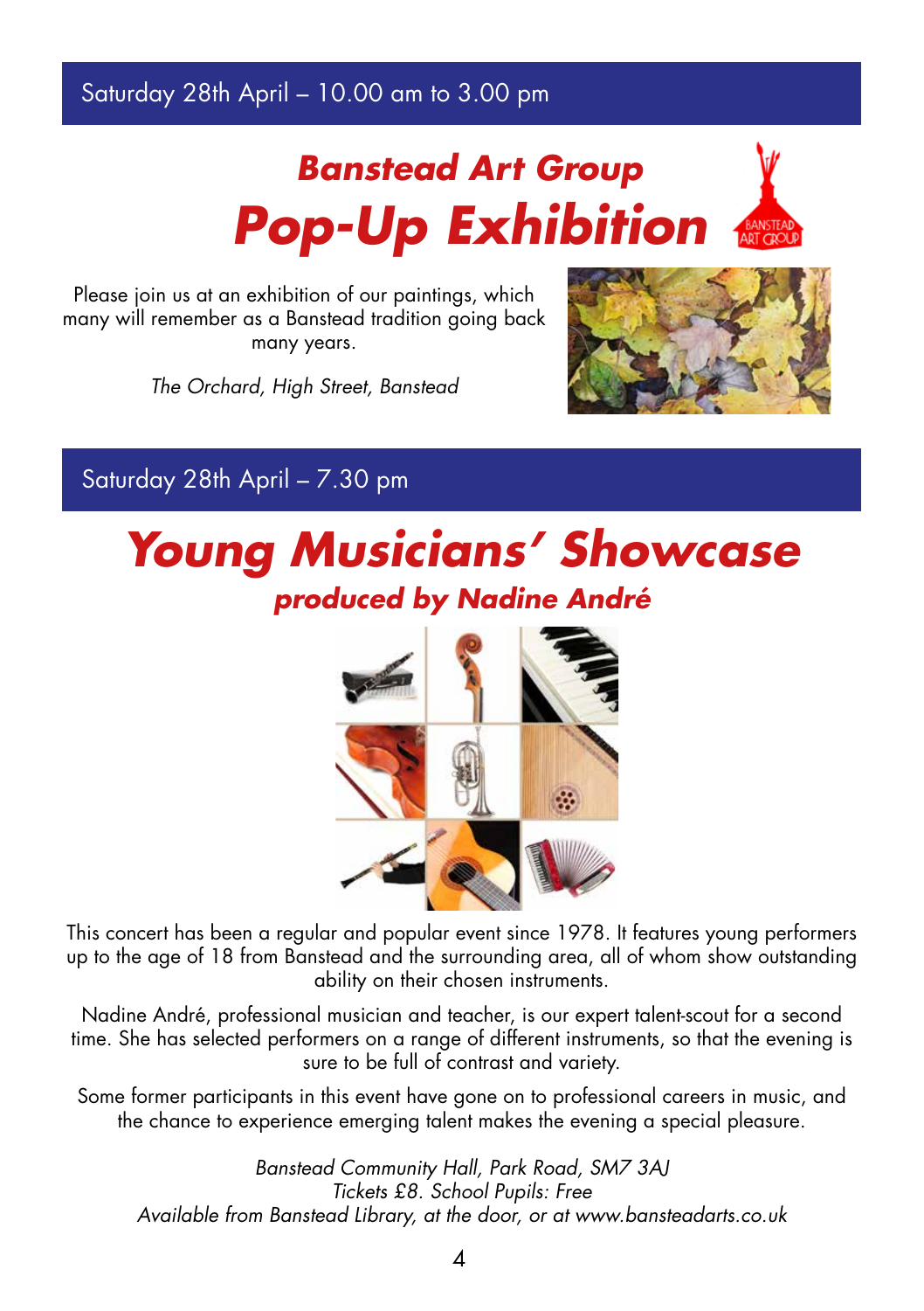Saturday 28th April – 10.00 am to 3.00 pm

## Banstead Art Group

# Pop-Up Exhibition

Please join us at an exhibition of our paintings, which many will remember as a Banstead tradition going back many years.

*The Orchard, High Street, Banstead*

Saturday 28th April – 7.30 pm

# Young Musicians' Showcase

## produced by Nadine André

This concert has been a regular and popular event since 1978. It features young performers up to the age of 18 from Banstead and the surrounding area, all of whom show outstanding ability on their chosen instruments.

Nadine André, professional musician and teacher, is our expert talent-scout for a second time. She has selected performers on a range of different instruments, so that the evening is sure to be full of contrast and variety.

Some former participants in this event have gone on to professional careers in music, and the chance to experience emerging talent makes the evening a special pleasure.

*Banstead Community Hall, Park Road, SM7 3AJ*
*Tickets £8. School Pupils: Free*
*Available from Banstead Library, at the door, or at www.bansteadarts.co.uk*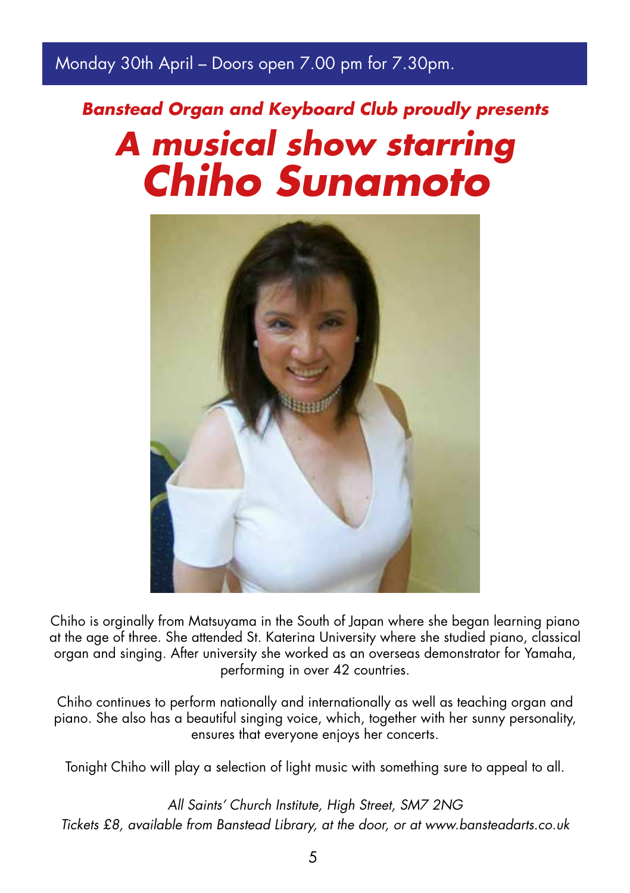Monday 30th April – Doors open 7.00 pm for 7.30pm.

***Banstead Organ and Keyboard Club proudly presents***

# *A musical show starring Chiho Sunamoto*

Chiho is orginally from Matsuyama in the South of Japan where she began learning piano at the age of three. She attended St. Katerina University where she studied piano, classical organ and singing. After university she worked as an overseas demonstrator for Yamaha, performing in over 42 countries.

Chiho continues to perform nationally and internationally as well as teaching organ and piano. She also has a beautiful singing voice, which, together with her sunny personality, ensures that everyone enjoys her concerts.

Tonight Chiho will play a selection of light music with something sure to appeal to all.

*All Saints' Church Institute, High Street, SM7 2NG*
*Tickets £8, available from Banstead Library, at the door, or at www.bansteadarts.co.uk*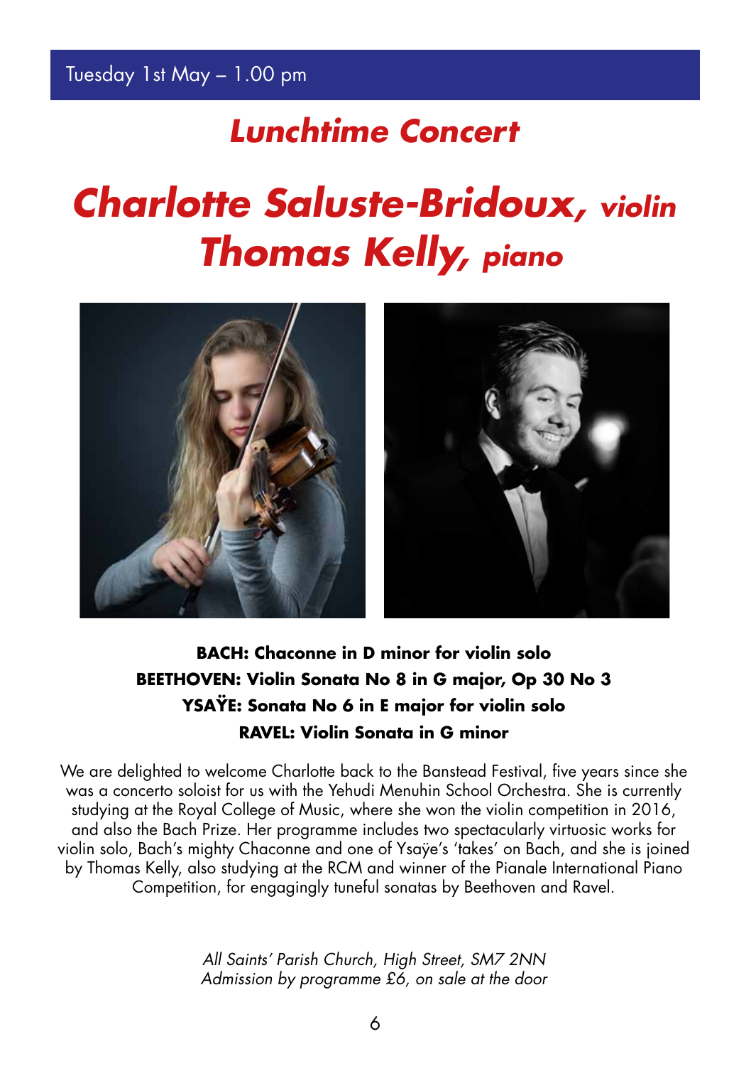Tuesday 1st May – 1.00 pm

## *Lunchtime Concert*

# *Charlotte Saluste-Bridoux, violin*
# *Thomas Kelly, piano*

**BACH: Chaconne in D minor for violin solo**
**BEETHOVEN: Violin Sonata No 8 in G major, Op 30 No 3**
**YSAŸE: Sonata No 6 in E major for violin solo**
**RAVEL: Violin Sonata in G minor**

We are delighted to welcome Charlotte back to the Banstead Festival, five years since she was a concerto soloist for us with the Yehudi Menuhin School Orchestra. She is currently studying at the Royal College of Music, where she won the violin competition in 2016, and also the Bach Prize. Her programme includes two spectacularly virtuosic works for violin solo, Bach's mighty Chaconne and one of Ysaÿe's 'takes' on Bach, and she is joined by Thomas Kelly, also studying at the RCM and winner of the Pianale International Piano Competition, for engagingly tuneful sonatas by Beethoven and Ravel.

*All Saints' Parish Church, High Street, SM7 2NN*
*Admission by programme £6, on sale at the door*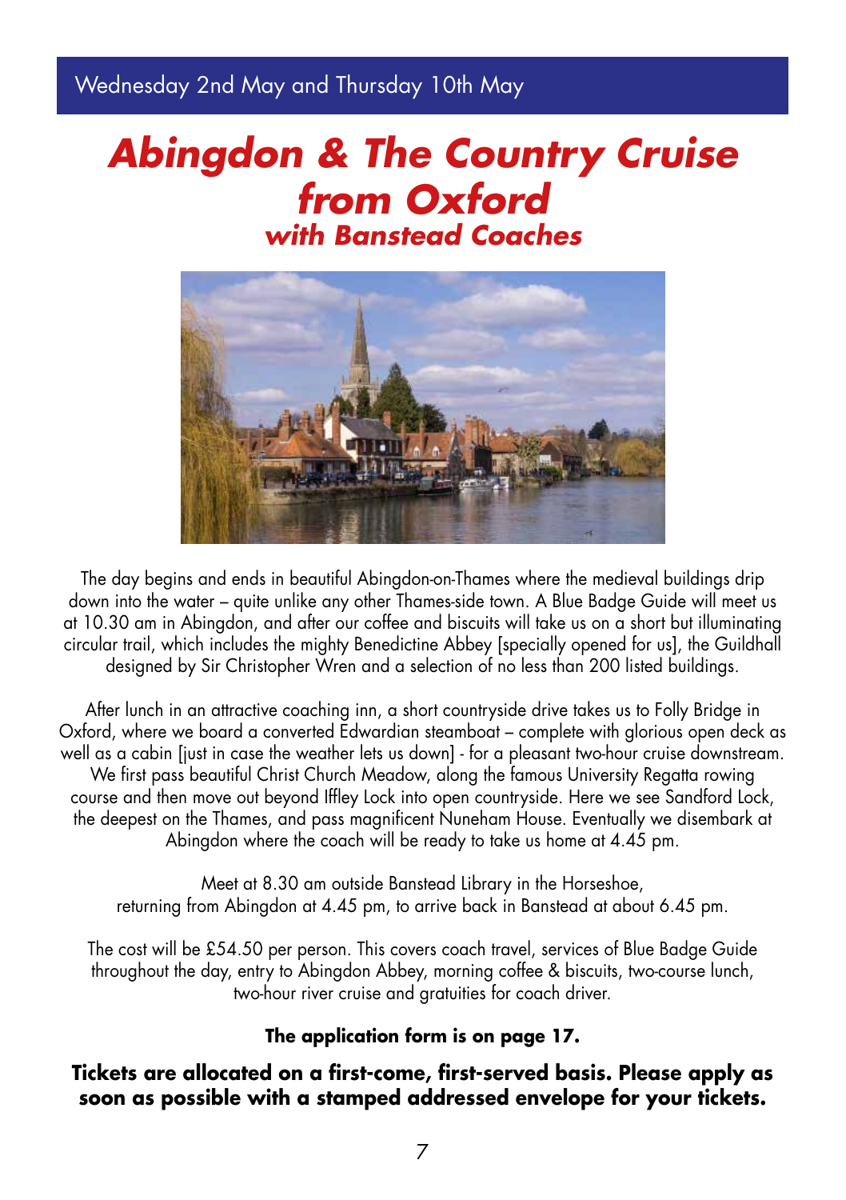Wednesday 2nd May and Thursday 10th May

# *Abingdon & The Country Cruise from Oxford*

## *with Banstead Coaches*

The day begins and ends in beautiful Abingdon-on-Thames where the medieval buildings drip down into the water – quite unlike any other Thames-side town. A Blue Badge Guide will meet us at 10.30 am in Abingdon, and after our coffee and biscuits will take us on a short but illuminating circular trail, which includes the mighty Benedictine Abbey [specially opened for us], the Guildhall designed by Sir Christopher Wren and a selection of no less than 200 listed buildings.

After lunch in an attractive coaching inn, a short countryside drive takes us to Folly Bridge in Oxford, where we board a converted Edwardian steamboat – complete with glorious open deck as well as a cabin [just in case the weather lets us down] - for a pleasant two-hour cruise downstream. We first pass beautiful Christ Church Meadow, along the famous University Regatta rowing course and then move out beyond Iffley Lock into open countryside. Here we see Sandford Lock, the deepest on the Thames, and pass magnificent Nuneham House. Eventually we disembark at Abingdon where the coach will be ready to take us home at 4.45 pm.

Meet at 8.30 am outside Banstead Library in the Horseshoe,
returning from Abingdon at 4.45 pm, to arrive back in Banstead at about 6.45 pm.

The cost will be £54.50 per person. This covers coach travel, services of Blue Badge Guide throughout the day, entry to Abingdon Abbey, morning coffee & biscuits, two-course lunch, two-hour river cruise and gratuities for coach driver.

**The application form is on page 17.**

**Tickets are allocated on a first-come, first-served basis. Please apply as soon as possible with a stamped addressed envelope for your tickets.**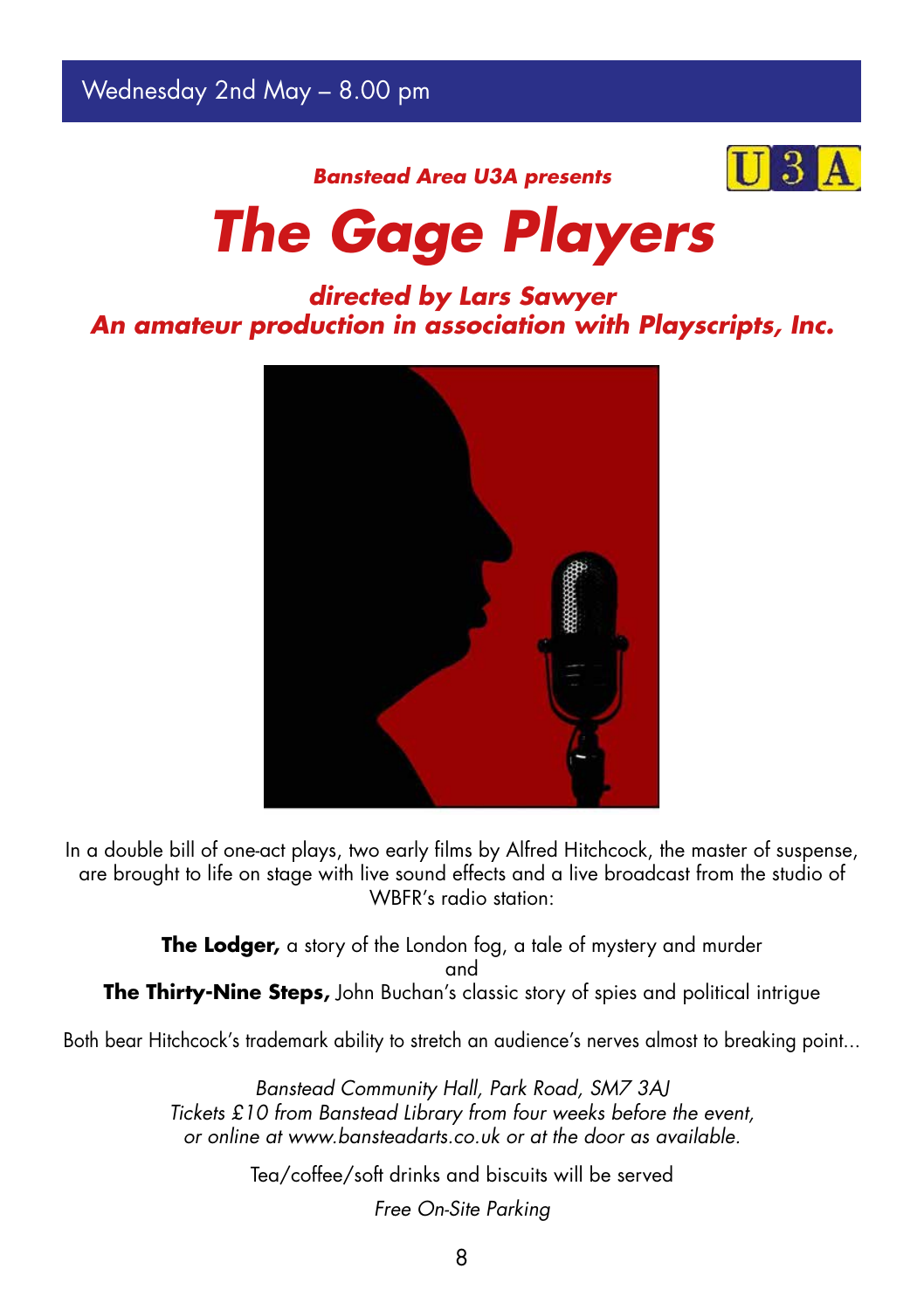Wednesday 2nd May – 8.00 pm

***Banstead Area U3A presents***

# *The Gage Players*

***directed by Lars Sawyer***
***An amateur production in association with Playscripts, Inc.***

In a double bill of one-act plays, two early films by Alfred Hitchcock, the master of suspense, are brought to life on stage with live sound effects and a live broadcast from the studio of WBFR's radio station:

**The Lodger,** a story of the London fog, a tale of mystery and murder
and
**The Thirty-Nine Steps,** John Buchan's classic story of spies and political intrigue

Both bear Hitchcock's trademark ability to stretch an audience's nerves almost to breaking point...

*Banstead Community Hall, Park Road, SM7 3AJ*
*Tickets £10 from Banstead Library from four weeks before the event, or online at www.bansteadarts.co.uk or at the door as available.*

Tea/coffee/soft drinks and biscuits will be served

*Free On-Site Parking*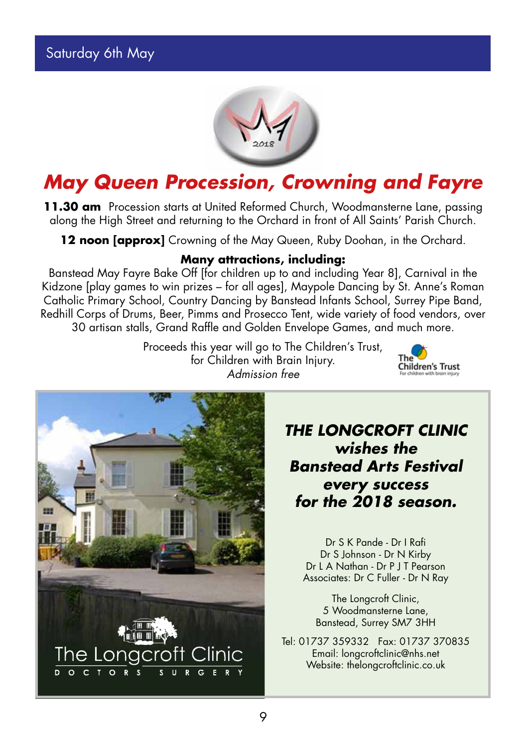## Saturday 6th May

# *May Queen Procession, Crowning and Fayre*

**11.30 am** Procession starts at United Reformed Church, Woodmansterne Lane, passing along the High Street and returning to the Orchard in front of All Saints' Parish Church.

**12 noon [approx]** Crowning of the May Queen, Ruby Doohan, in the Orchard.

**Many attractions, including:**

Banstead May Fayre Bake Off [for children up to and including Year 8], Carnival in the Kidzone [play games to win prizes – for all ages], Maypole Dancing by St. Anne's Roman Catholic Primary School, Country Dancing by Banstead Infants School, Surrey Pipe Band, Redhill Corps of Drums, Beer, Pimms and Prosecco Tent, wide variety of food vendors, over 30 artisan stalls, Grand Raffle and Golden Envelope Games, and much more.

Proceeds this year will go to The Children's Trust, for Children with Brain Injury.

*Admission free*

The Children's Trust
For children with brain injury

The Longcroft Clinic
DOCTORS SURGERY

***THE LONGCROFT CLINIC wishes the Banstead Arts Festival every success for the 2018 season.***

Dr S K Pande - Dr I Rafi
Dr S Johnson - Dr N Kirby
Dr L A Nathan - Dr P J T Pearson
Associates: Dr C Fuller - Dr N Ray

The Longcroft Clinic,
5 Woodmansterne Lane,
Banstead, Surrey SM7 3HH

Tel: 01737 359332 Fax: 01737 370835
Email: longcroftclinic@nhs.net
Website: thelongcroftclinic.co.uk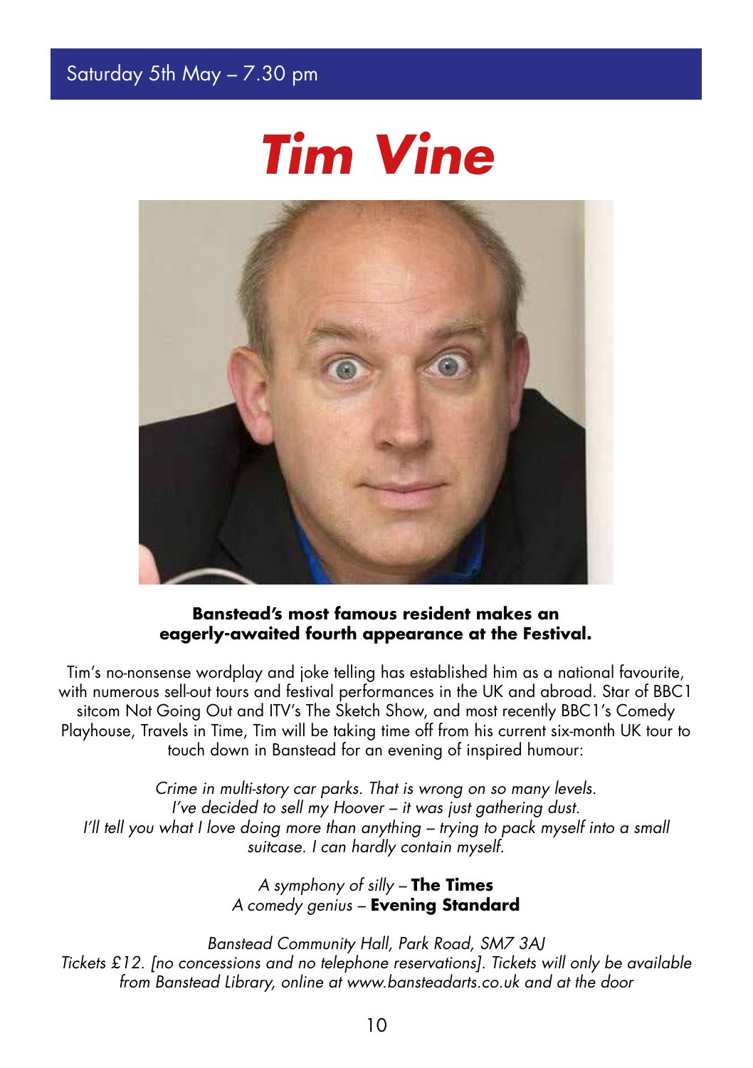Saturday 5th May – 7.30 pm

# *Tim Vine*

**Banstead's most famous resident makes an eagerly-awaited fourth appearance at the Festival.**

Tim's no-nonsense wordplay and joke telling has established him as a national favourite, with numerous sell-out tours and festival performances in the UK and abroad. Star of BBC1 sitcom Not Going Out and ITV's The Sketch Show, and most recently BBC1's Comedy Playhouse, Travels in Time, Tim will be taking time off from his current six-month UK tour to touch down in Banstead for an evening of inspired humour:

*Crime in multi-story car parks. That is wrong on so many levels.*
*I've decided to sell my Hoover – it was just gathering dust.*
*I'll tell you what I love doing more than anything – trying to pack myself into a small suitcase. I can hardly contain myself.*

*A symphony of silly* – **The Times**
*A comedy genius* – **Evening Standard**

*Banstead Community Hall, Park Road, SM7 3AJ*
*Tickets £12. [no concessions and no telephone reservations]. Tickets will only be available from Banstead Library, online at www.bansteadarts.co.uk and at the door*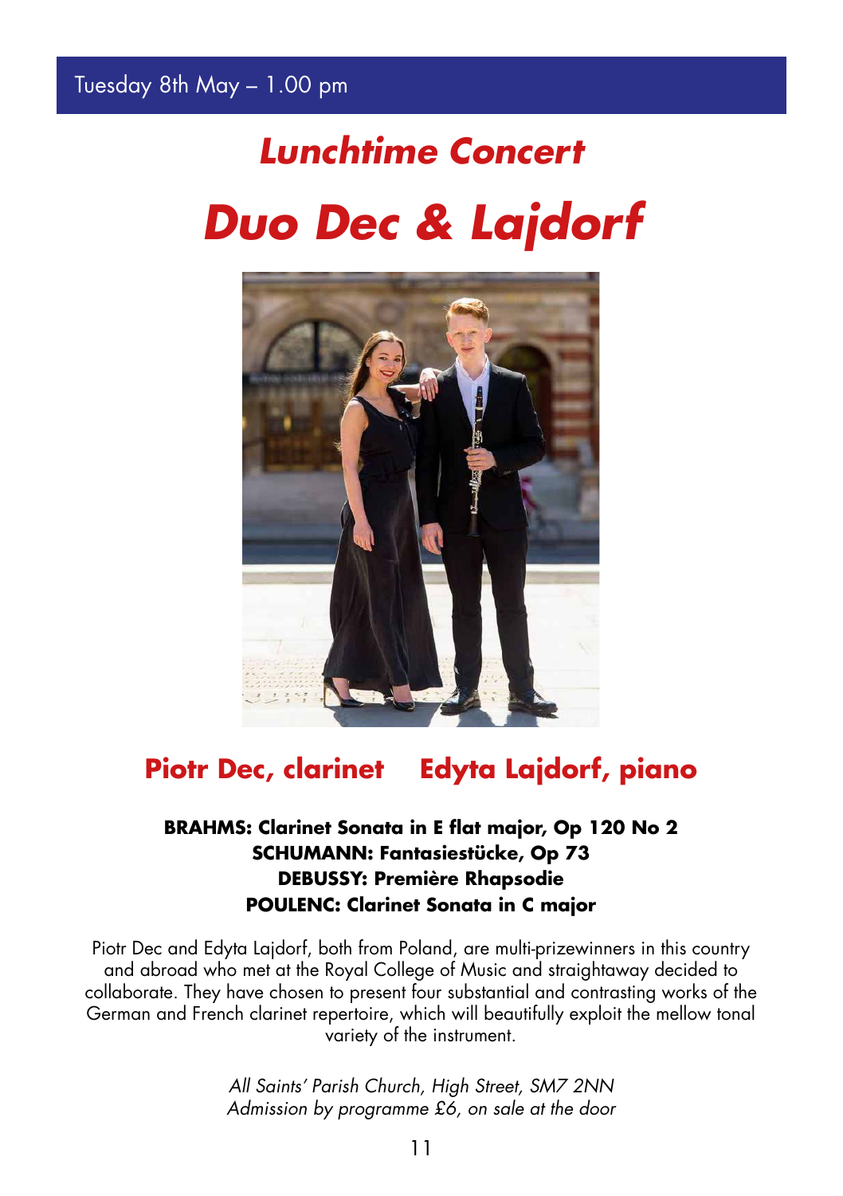Tuesday 8th May – 1.00 pm

# *Lunchtime Concert*

# *Duo Dec & Lajdorf*

## Piotr Dec, clarinet Edyta Lajdorf, piano

**BRAHMS: Clarinet Sonata in E flat major, Op 120 No 2**
**SCHUMANN: Fantasiestücke, Op 73**
**DEBUSSY: Première Rhapsodie**
**POULENC: Clarinet Sonata in C major**

Piotr Dec and Edyta Lajdorf, both from Poland, are multi-prizewinners in this country and abroad who met at the Royal College of Music and straightaway decided to collaborate. They have chosen to present four substantial and contrasting works of the German and French clarinet repertoire, which will beautifully exploit the mellow tonal variety of the instrument.

*All Saints' Parish Church, High Street, SM7 2NN*
*Admission by programme £6, on sale at the door*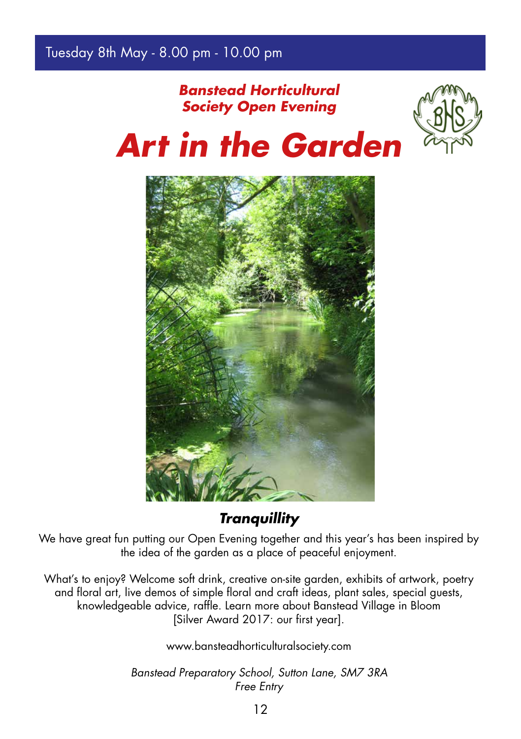Tuesday 8th May - 8.00 pm - 10.00 pm

***Banstead Horticultural Society Open Evening***

# *Art in the Garden*

***Tranquillity***

We have great fun putting our Open Evening together and this year's has been inspired by the idea of the garden as a place of peaceful enjoyment.

What's to enjoy? Welcome soft drink, creative on-site garden, exhibits of artwork, poetry and floral art, live demos of simple floral and craft ideas, plant sales, special guests, knowledgeable advice, raffle. Learn more about Banstead Village in Bloom [Silver Award 2017: our first year].

www.bansteadhorticulturalsociety.com

*Banstead Preparatory School, Sutton Lane, SM7 3RA*
*Free Entry*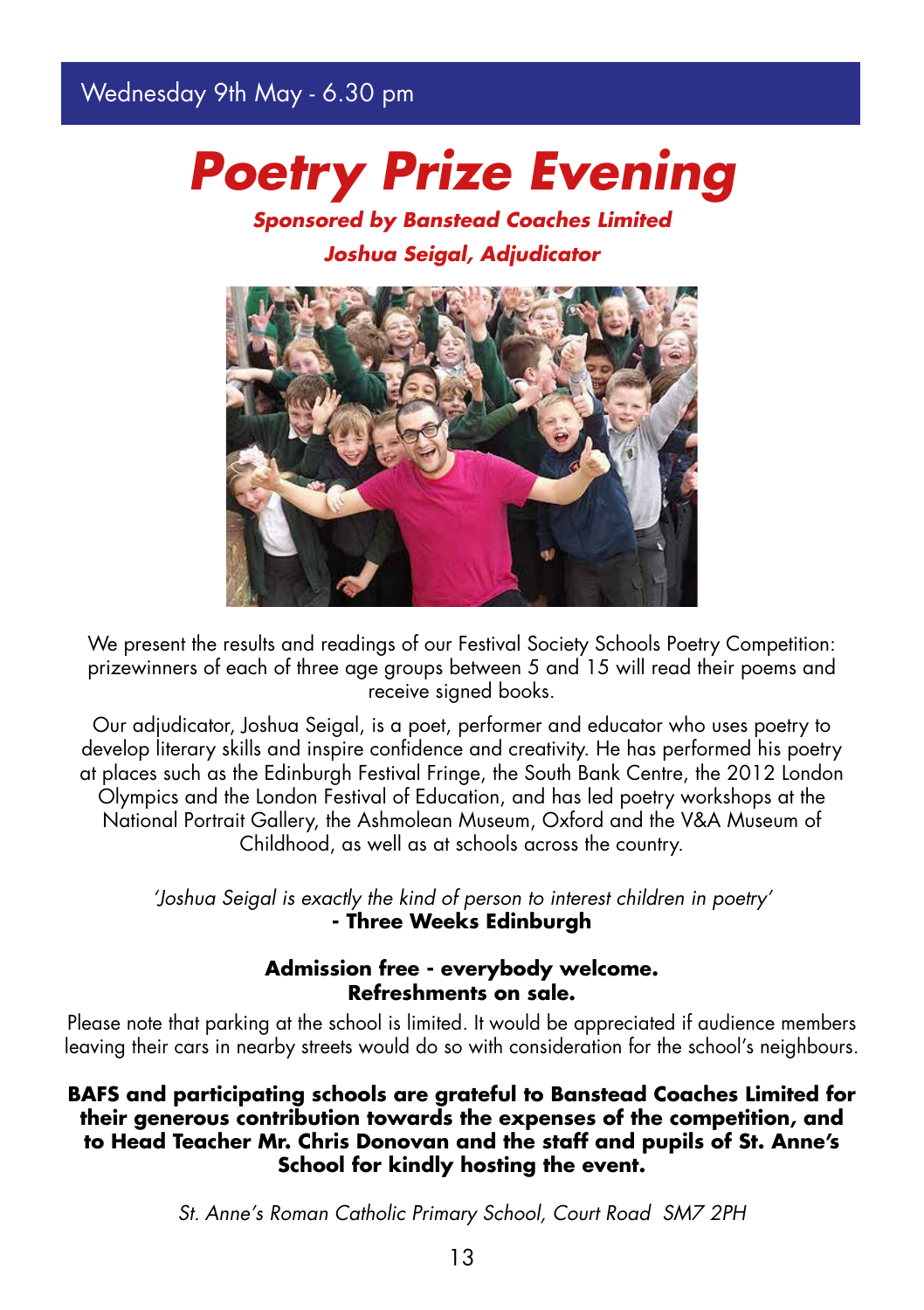Wednesday 9th May - 6.30 pm

# *Poetry Prize Evening*

***Sponsored by Banstead Coaches Limited***

***Joshua Seigal, Adjudicator***

We present the results and readings of our Festival Society Schools Poetry Competition: prizewinners of each of three age groups between 5 and 15 will read their poems and receive signed books.

Our adjudicator, Joshua Seigal, is a poet, performer and educator who uses poetry to develop literary skills and inspire confidence and creativity. He has performed his poetry at places such as the Edinburgh Festival Fringe, the South Bank Centre, the 2012 London Olympics and the London Festival of Education, and has led poetry workshops at the National Portrait Gallery, the Ashmolean Museum, Oxford and the V&A Museum of Childhood, as well as at schools across the country.

*'Joshua Seigal is exactly the kind of person to interest children in poetry'*
**- Three Weeks Edinburgh**

**Admission free - everybody welcome.**
**Refreshments on sale.**

Please note that parking at the school is limited. It would be appreciated if audience members leaving their cars in nearby streets would do so with consideration for the school's neighbours.

**BAFS and participating schools are grateful to Banstead Coaches Limited for their generous contribution towards the expenses of the competition, and to Head Teacher Mr. Chris Donovan and the staff and pupils of St. Anne's School for kindly hosting the event.**

*St. Anne's Roman Catholic Primary School, Court Road SM7 2PH*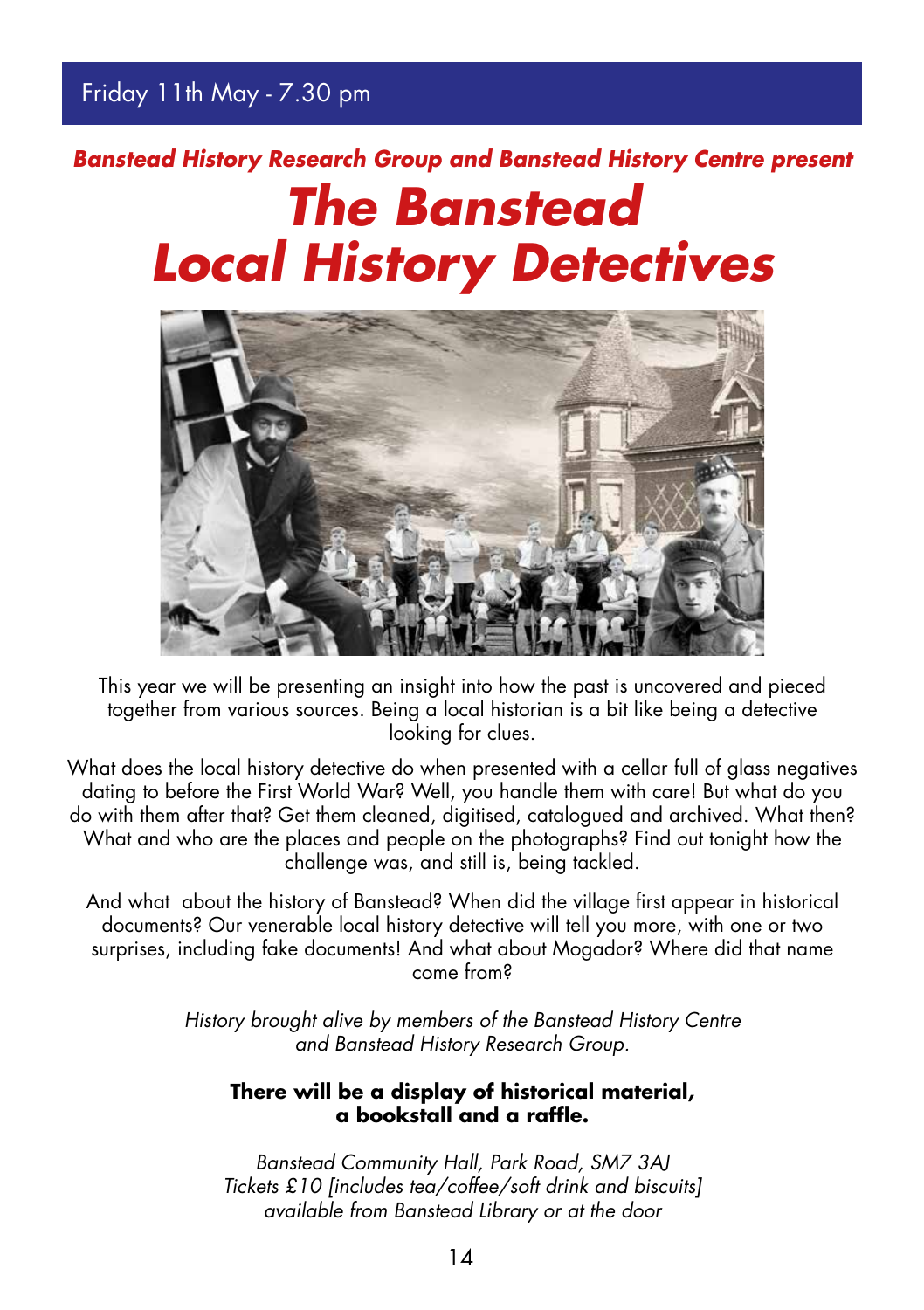Friday 11th May - 7.30 pm

***Banstead History Research Group and Banstead History Centre present***

# *The Banstead Local History Detectives*

This year we will be presenting an insight into how the past is uncovered and pieced together from various sources. Being a local historian is a bit like being a detective looking for clues.

What does the local history detective do when presented with a cellar full of glass negatives dating to before the First World War? Well, you handle them with care! But what do you do with them after that? Get them cleaned, digitised, catalogued and archived. What then? What and who are the places and people on the photographs? Find out tonight how the challenge was, and still is, being tackled.

And what about the history of Banstead? When did the village first appear in historical documents? Our venerable local history detective will tell you more, with one or two surprises, including fake documents! And what about Mogador? Where did that name come from?

*History brought alive by members of the Banstead History Centre and Banstead History Research Group.*

**There will be a display of historical material, a bookstall and a raffle.**

*Banstead Community Hall, Park Road, SM7 3AJ*
*Tickets £10 [includes tea/coffee/soft drink and biscuits]*
*available from Banstead Library or at the door*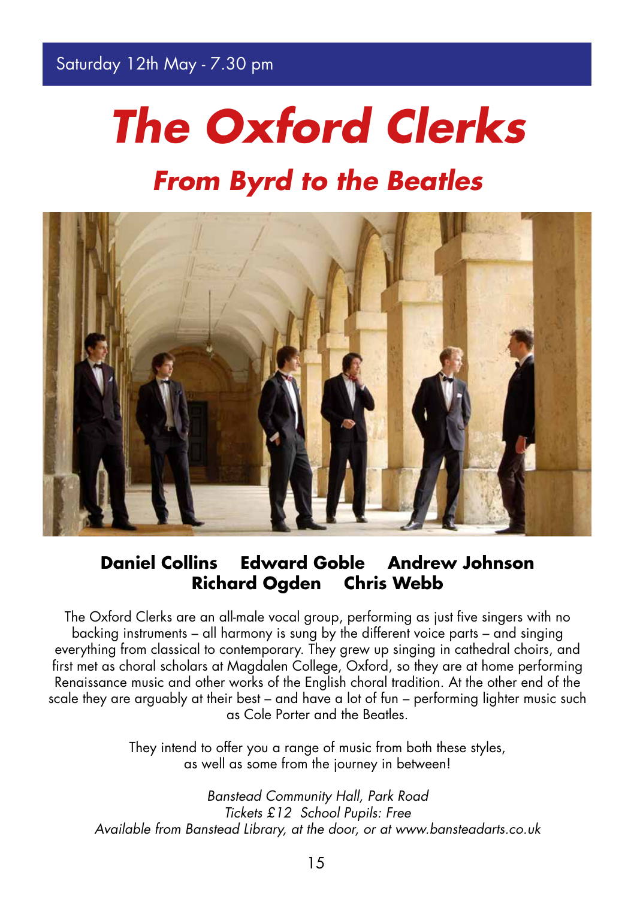Saturday 12th May - 7.30 pm

# *The Oxford Clerks*

## *From Byrd to the Beatles*

**Daniel Collins Edward Goble Andrew Johnson**
**Richard Ogden Chris Webb**

The Oxford Clerks are an all-male vocal group, performing as just five singers with no backing instruments – all harmony is sung by the different voice parts – and singing everything from classical to contemporary. They grew up singing in cathedral choirs, and first met as choral scholars at Magdalen College, Oxford, so they are at home performing Renaissance music and other works of the English choral tradition. At the other end of the scale they are arguably at their best – and have a lot of fun – performing lighter music such as Cole Porter and the Beatles.

They intend to offer you a range of music from both these styles, as well as some from the journey in between!

*Banstead Community Hall, Park Road*
*Tickets £12 School Pupils: Free*
*Available from Banstead Library, at the door, or at www.bansteadarts.co.uk*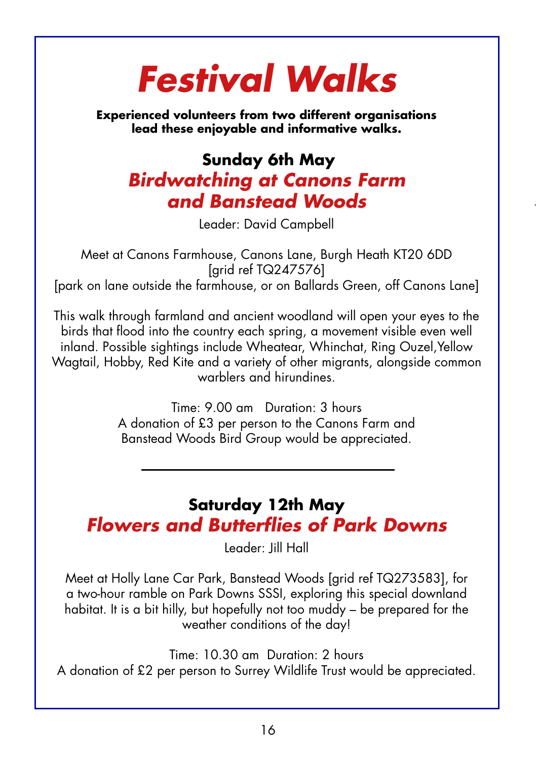# *Festival Walks*

**Experienced volunteers from two different organisations lead these enjoyable and informative walks.**

## Sunday 6th May

## *Birdwatching at Canons Farm and Banstead Woods*

Leader: David Campbell

Meet at Canons Farmhouse, Canons Lane, Burgh Heath KT20 6DD
[grid ref TQ247576]
[park on lane outside the farmhouse, or on Ballards Green, off Canons Lane]

This walk through farmland and ancient woodland will open your eyes to the birds that flood into the country each spring, a movement visible even well inland. Possible sightings include Wheatear, Whinchat, Ring Ouzel,Yellow Wagtail, Hobby, Red Kite and a variety of other migrants, alongside common warblers and hirundines.

Time: 9.00 am   Duration: 3 hours
A donation of £3 per person to the Canons Farm and Banstead Woods Bird Group would be appreciated.

---

## Saturday 12th May

## *Flowers and Butterflies of Park Downs*

Leader: Jill Hall

Meet at Holly Lane Car Park, Banstead Woods [grid ref TQ273583], for a two-hour ramble on Park Downs SSSI, exploring this special downland habitat. It is a bit hilly, but hopefully not too muddy – be prepared for the weather conditions of the day!

Time: 10.30 am  Duration: 2 hours
A donation of £2 per person to Surrey Wildlife Trust would be appreciated.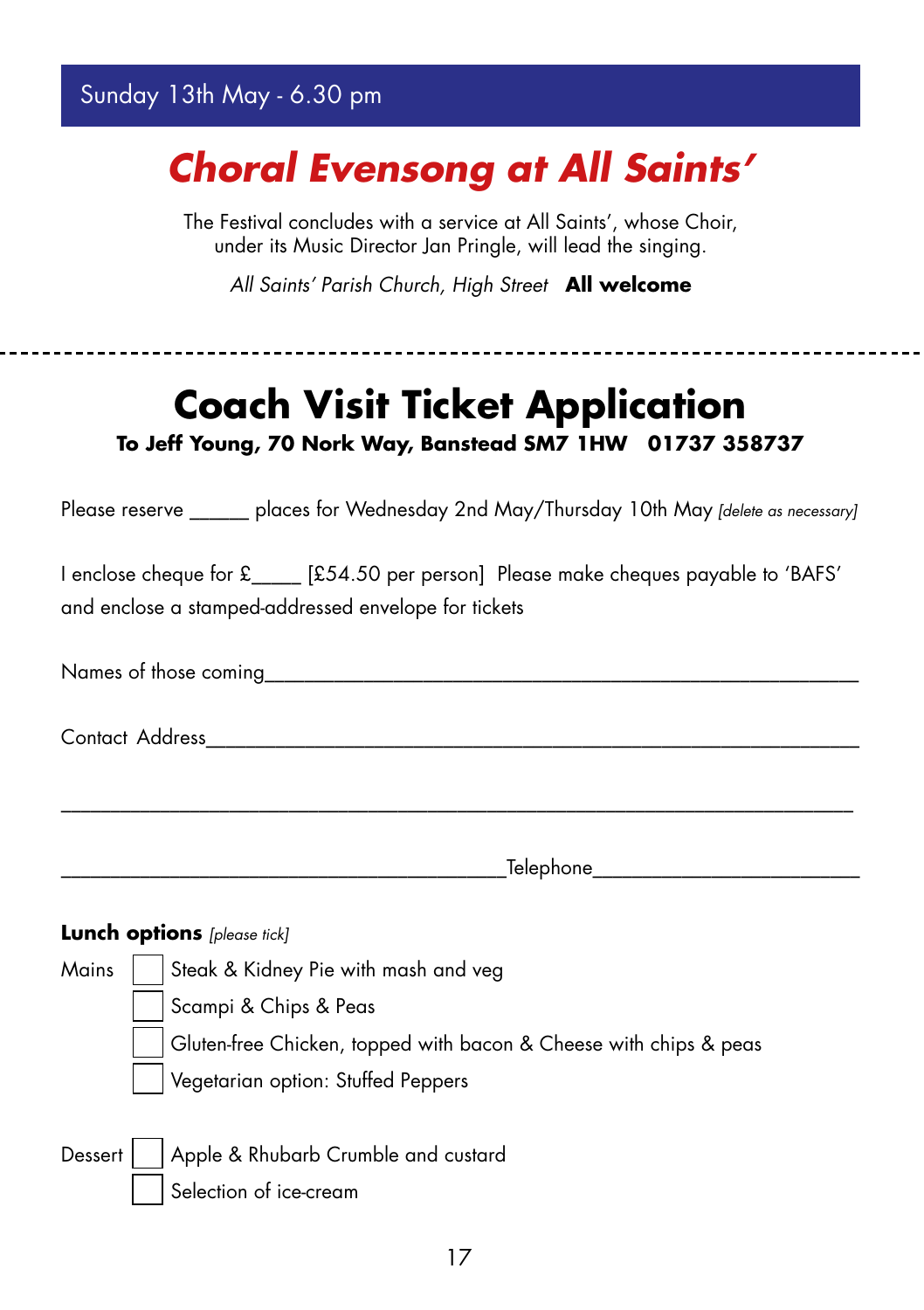Sunday 13th May - 6.30 pm

## *Choral Evensong at All Saints'*

The Festival concludes with a service at All Saints', whose Choir, under its Music Director Jan Pringle, will lead the singing.

*All Saints' Parish Church, High Street* **All welcome**

---

# Coach Visit Ticket Application

**To Jeff Young, 70 Nork Way, Banstead SM7 1HW 01737 358737**

Please reserve _____ places for Wednesday 2nd May/Thursday 10th May *[delete as necessary]*

I enclose cheque for £____ [£54.50 per person] Please make cheques payable to 'BAFS' and enclose a stamped-addressed envelope for tickets

Names of those coming_______________________________________________

Contact Address_____________________________________________________

____________________________________________________________________

________________________________________Telephone______________________

**Lunch options** *[please tick]*

Mains
- ☐ Steak & Kidney Pie with mash and veg
- ☐ Scampi & Chips & Peas
- ☐ Gluten-free Chicken, topped with bacon & Cheese with chips & peas
- ☐ Vegetarian option: Stuffed Peppers

Dessert
- ☐ Apple & Rhubarb Crumble and custard
- ☐ Selection of ice-cream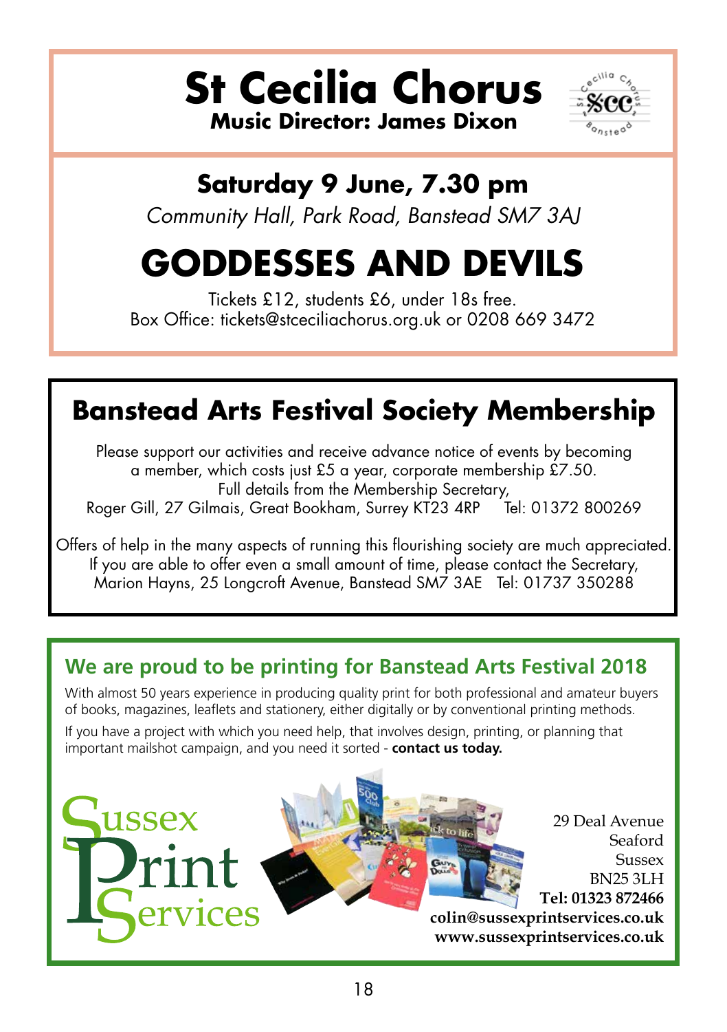# St Cecilia Chorus

**Music Director: James Dixon**

## Saturday 9 June, 7.30 pm

*Community Hall, Park Road, Banstead SM7 3AJ*

# GODDESSES AND DEVILS

Tickets £12, students £6, under 18s free.
Box Office: tickets@stceciliachorus.org.uk or 0208 669 3472

## Banstead Arts Festival Society Membership

Please support our activities and receive advance notice of events by becoming a member, which costs just £5 a year, corporate membership £7.50.
Full details from the Membership Secretary,
Roger Gill, 27 Gilmais, Great Bookham, Surrey KT23 4RP Tel: 01372 800269

Offers of help in the many aspects of running this flourishing society are much appreciated. If you are able to offer even a small amount of time, please contact the Secretary, Marion Hayns, 25 Longcroft Avenue, Banstead SM7 3AE Tel: 01737 350288

## We are proud to be printing for Banstead Arts Festival 2018

With almost 50 years experience in producing quality print for both professional and amateur buyers of books, magazines, leaflets and stationery, either digitally or by conventional printing methods.

If you have a project with which you need help, that involves design, printing, or planning that important mailshot campaign, and you need it sorted - **contact us today.**

Sussex Print Services

29 Deal Avenue
Seaford
Sussex
BN25 3LH
**Tel: 01323 872466**
**colin@sussexprintservices.co.uk**
**www.sussexprintservices.co.uk**